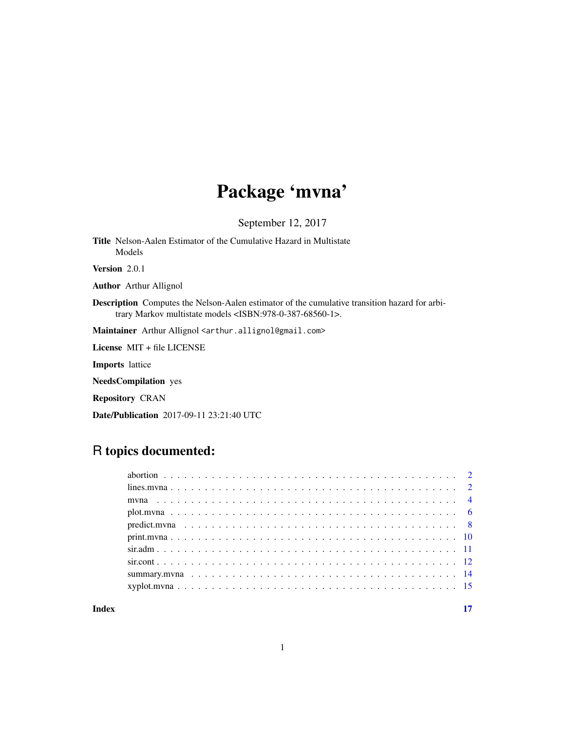# Package 'mvna'

September 12, 2017

**Title** Nelson-Aalen Estimator of the Cumulative Hazard in Multistate Models

**Version** 2.0.1

**Author** Arthur Allignol

**Description** Computes the Nelson-Aalen estimator of the cumulative transition hazard for arbitrary Markov multistate models <ISBN:978-0-387-68560-1>.

**Maintainer** Arthur Allignol <arthur.allignol@gmail.com>

**License** MIT + file LICENSE

**Imports** lattice

**NeedsCompilation** yes

**Repository** CRAN

**Date/Publication** 2017-09-11 23:21:40 UTC

## R topics documented:

abortion . . . . . . . . . . . . . . . . . . . . . . . . . . . . . . . . . . . . . . . . . . . 2
lines.mvna . . . . . . . . . . . . . . . . . . . . . . . . . . . . . . . . . . . . . . . . . . 2
mvna . . . . . . . . . . . . . . . . . . . . . . . . . . . . . . . . . . . . . . . . . . . . . 4
plot.mvna . . . . . . . . . . . . . . . . . . . . . . . . . . . . . . . . . . . . . . . . . . 6
predict.mvna . . . . . . . . . . . . . . . . . . . . . . . . . . . . . . . . . . . . . . . . 8
print.mvna . . . . . . . . . . . . . . . . . . . . . . . . . . . . . . . . . . . . . . . . . 10
sir.adm . . . . . . . . . . . . . . . . . . . . . . . . . . . . . . . . . . . . . . . . . . . 11
sir.cont . . . . . . . . . . . . . . . . . . . . . . . . . . . . . . . . . . . . . . . . . . . 12
summary.mvna . . . . . . . . . . . . . . . . . . . . . . . . . . . . . . . . . . . . . . . 14
xyplot.mvna . . . . . . . . . . . . . . . . . . . . . . . . . . . . . . . . . . . . . . . . 15

**Index** **17**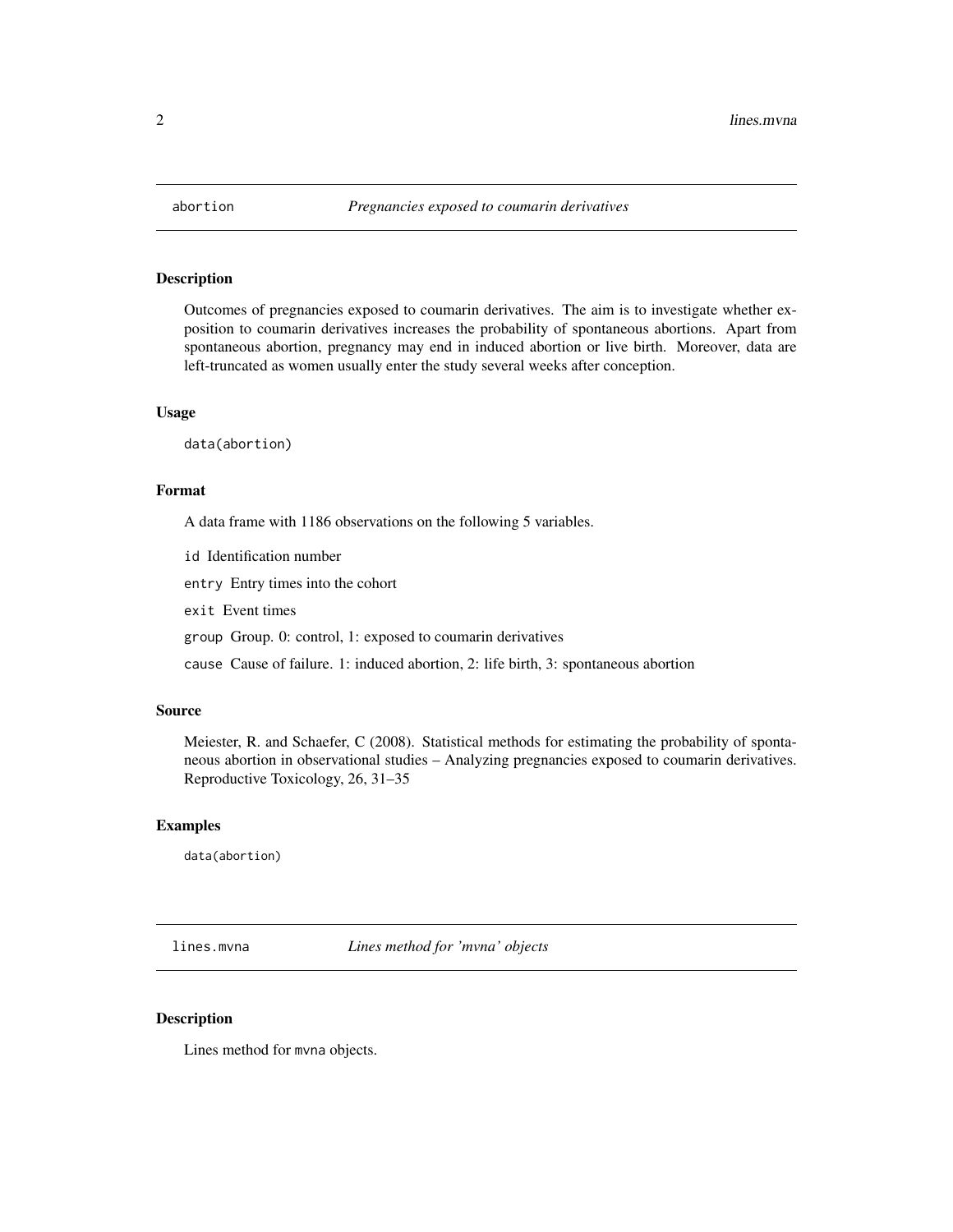## abortion *Pregnancies exposed to coumarin derivatives*

### Description

Outcomes of pregnancies exposed to coumarin derivatives. The aim is to investigate whether exposition to coumarin derivatives increases the probability of spontaneous abortions. Apart from spontaneous abortion, pregnancy may end in induced abortion or live birth. Moreover, data are left-truncated as women usually enter the study several weeks after conception.

### Usage

```
data(abortion)
```

### Format

A data frame with 1186 observations on the following 5 variables.

- `id` Identification number
- `entry` Entry times into the cohort
- `exit` Event times
- `group` Group. 0: control, 1: exposed to coumarin derivatives
- `cause` Cause of failure. 1: induced abortion, 2: life birth, 3: spontaneous abortion

### Source

Meiester, R. and Schaefer, C (2008). Statistical methods for estimating the probability of spontaneous abortion in observational studies – Analyzing pregnancies exposed to coumarin derivatives. Reproductive Toxicology, 26, 31–35

### Examples

```
data(abortion)
```

## lines.mvna *Lines method for 'mvna' objects*

### Description

Lines method for `mvna` objects.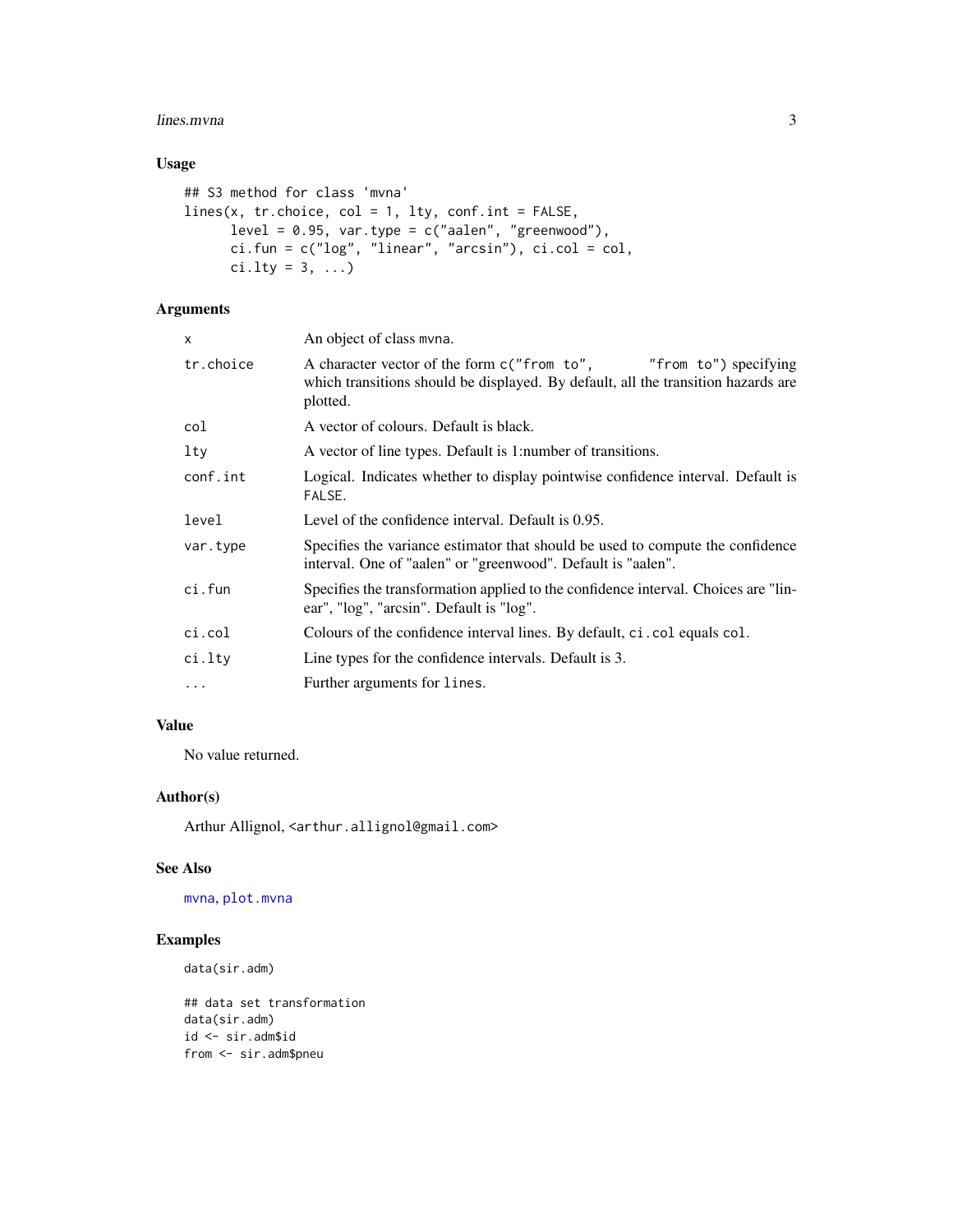## Usage

```
## S3 method for class 'mvna'
lines(x, tr.choice, col = 1, lty, conf.int = FALSE,
      level = 0.95, var.type = c("aalen", "greenwood"),
      ci.fun = c("log", "linear", "arcsin"), ci.col = col,
      ci.lty = 3, ...)
```

## Arguments

| | |
|---|---|
| `x` | An object of class `mvna`. |
| `tr.choice` | A character vector of the form `c("from to", "from to")` specifying which transitions should be displayed. By default, all the transition hazards are plotted. |
| `col` | A vector of colours. Default is black. |
| `lty` | A vector of line types. Default is 1:number of transitions. |
| `conf.int` | Logical. Indicates whether to display pointwise confidence interval. Default is `FALSE`. |
| `level` | Level of the confidence interval. Default is 0.95. |
| `var.type` | Specifies the variance estimator that should be used to compute the confidence interval. One of "aalen" or "greenwood". Default is "aalen". |
| `ci.fun` | Specifies the transformation applied to the confidence interval. Choices are "linear", "log", "arcsin". Default is "log". |
| `ci.col` | Colours of the confidence interval lines. By default, `ci.col` equals `col`. |
| `ci.lty` | Line types for the confidence intervals. Default is 3. |
| `...` | Further arguments for `lines`. |

## Value

No value returned.

## Author(s)

Arthur Allignol, <arthur.allignol@gmail.com>

## See Also

`mvna`, `plot.mvna`

## Examples

```
data(sir.adm)

## data set transformation
data(sir.adm)
id <- sir.adm$id
from <- sir.adm$pneu
```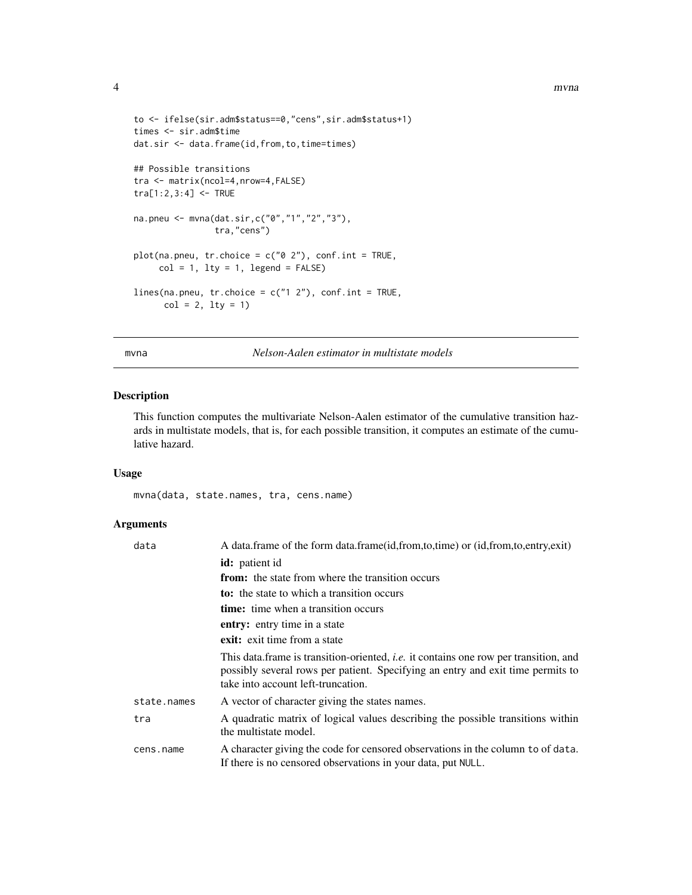```
to <- ifelse(sir.adm$status==0,"cens",sir.adm$status+1)
times <- sir.adm$time
dat.sir <- data.frame(id,from,to,time=times)

## Possible transitions
tra <- matrix(ncol=4,nrow=4,FALSE)
tra[1:2,3:4] <- TRUE

na.pneu <- mvna(dat.sir,c("0","1","2","3"),
                tra,"cens")

plot(na.pneu, tr.choice = c("0 2"), conf.int = TRUE,
     col = 1, lty = 1, legend = FALSE)

lines(na.pneu, tr.choice = c("1 2"), conf.int = TRUE,
      col = 2, lty = 1)
```

---

## mvna — *Nelson-Aalen estimator in multistate models*

---

### Description

This function computes the multivariate Nelson-Aalen estimator of the cumulative transition hazards in multistate models, that is, for each possible transition, it computes an estimate of the cumulative hazard.

### Usage

```
mvna(data, state.names, tra, cens.name)
```

### Arguments

`data` — A data.frame of the form data.frame(id,from,to,time) or (id,from,to,entry,exit)

- **id:** patient id
- **from:** the state from where the transition occurs
- **to:** the state to which a transition occurs
- **time:** time when a transition occurs
- **entry:** entry time in a state
- **exit:** exit time from a state

This data.frame is transition-oriented, *i.e.* it contains one row per transition, and possibly several rows per patient. Specifying an entry and exit time permits to take into account left-truncation.

`state.names` — A vector of character giving the states names.

`tra` — A quadratic matrix of logical values describing the possible transitions within the multistate model.

`cens.name` — A character giving the code for censored observations in the column `to` of `data`. If there is no censored observations in your data, put `NULL`.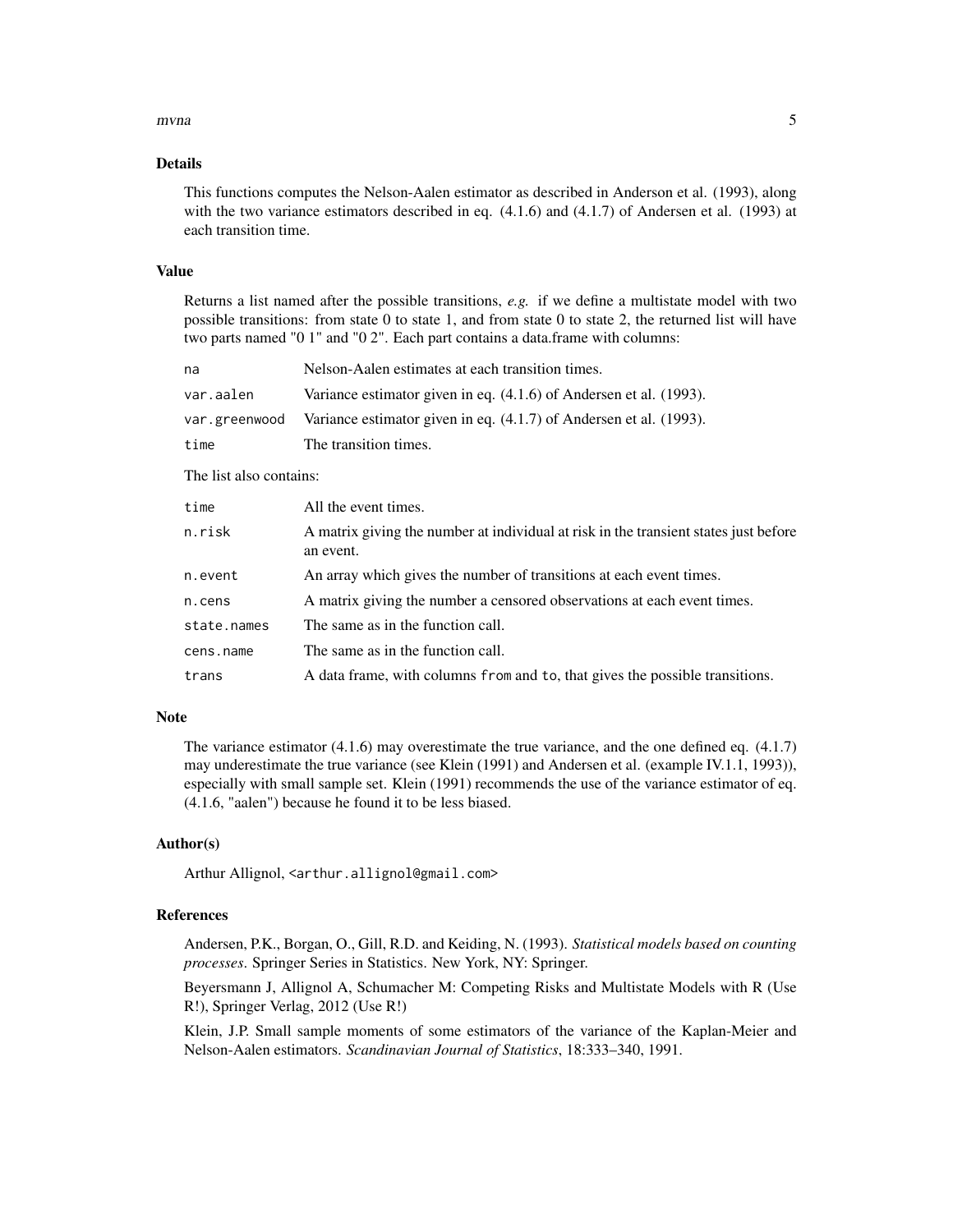## Details

This functions computes the Nelson-Aalen estimator as described in Anderson et al. (1993), along with the two variance estimators described in eq. (4.1.6) and (4.1.7) of Andersen et al. (1993) at each transition time.

## Value

Returns a list named after the possible transitions, *e.g.* if we define a multistate model with two possible transitions: from state 0 to state 1, and from state 0 to state 2, the returned list will have two parts named "0 1" and "0 2". Each part contains a data.frame with columns:

| | |
|---|---|
| `na` | Nelson-Aalen estimates at each transition times. |
| `var.aalen` | Variance estimator given in eq. (4.1.6) of Andersen et al. (1993). |
| `var.greenwood` | Variance estimator given in eq. (4.1.7) of Andersen et al. (1993). |
| `time` | The transition times. |

The list also contains:

| | |
|---|---|
| `time` | All the event times. |
| `n.risk` | A matrix giving the number at individual at risk in the transient states just before an event. |
| `n.event` | An array which gives the number of transitions at each event times. |
| `n.cens` | A matrix giving the number a censored observations at each event times. |
| `state.names` | The same as in the function call. |
| `cens.name` | The same as in the function call. |
| `trans` | A data frame, with columns `from` and `to`, that gives the possible transitions. |

## Note

The variance estimator (4.1.6) may overestimate the true variance, and the one defined eq. (4.1.7) may underestimate the true variance (see Klein (1991) and Andersen et al. (example IV.1.1, 1993)), especially with small sample set. Klein (1991) recommends the use of the variance estimator of eq. (4.1.6, "aalen") because he found it to be less biased.

## Author(s)

Arthur Allignol, <arthur.allignol@gmail.com>

## References

Andersen, P.K., Borgan, O., Gill, R.D. and Keiding, N. (1993). *Statistical models based on counting processes*. Springer Series in Statistics. New York, NY: Springer.

Beyersmann J, Allignol A, Schumacher M: Competing Risks and Multistate Models with R (Use R!), Springer Verlag, 2012 (Use R!)

Klein, J.P. Small sample moments of some estimators of the variance of the Kaplan-Meier and Nelson-Aalen estimators. *Scandinavian Journal of Statistics*, 18:333–340, 1991.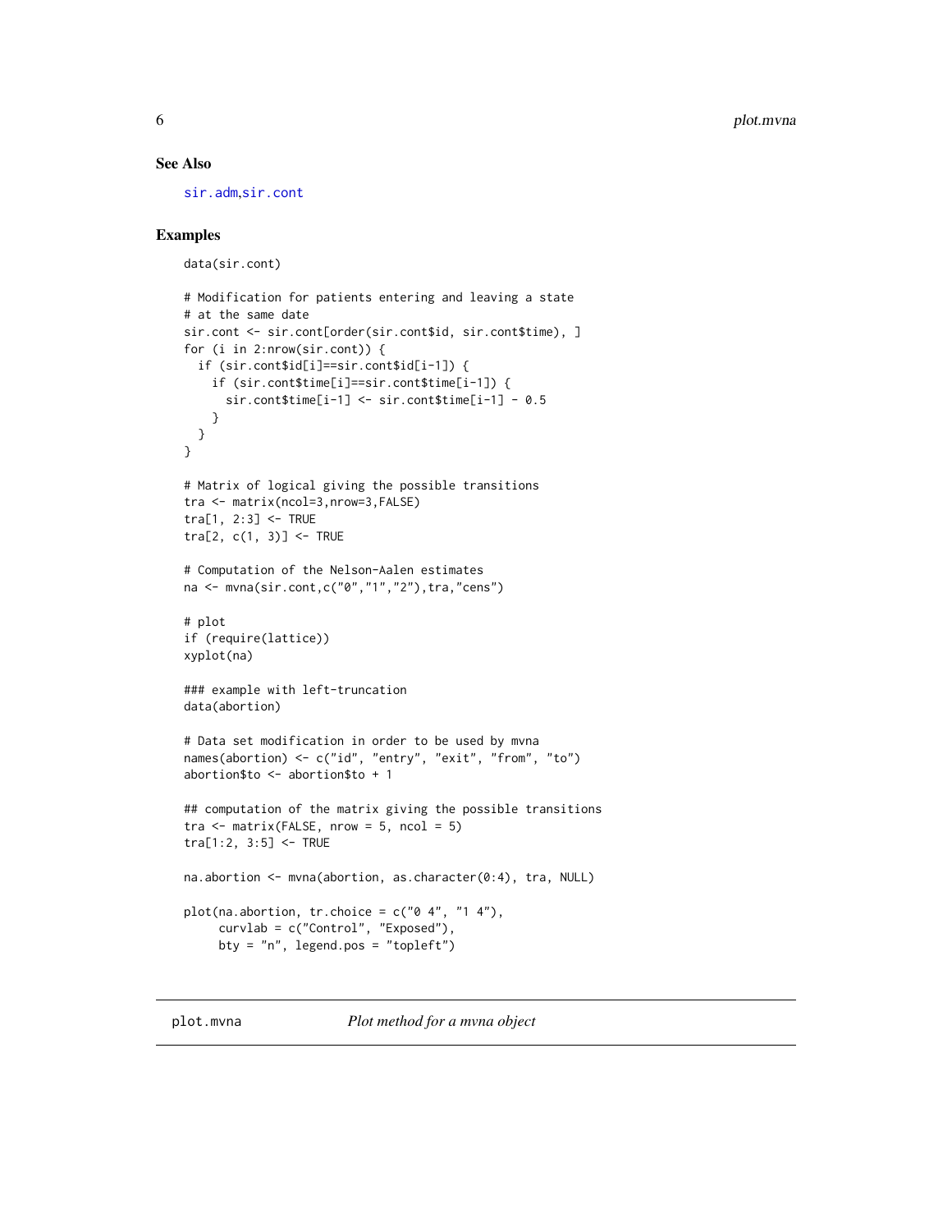## See Also

sir.adm,sir.cont

## Examples

```
data(sir.cont)

# Modification for patients entering and leaving a state
# at the same date
sir.cont <- sir.cont[order(sir.cont$id, sir.cont$time), ]
for (i in 2:nrow(sir.cont)) {
  if (sir.cont$id[i]==sir.cont$id[i-1]) {
    if (sir.cont$time[i]==sir.cont$time[i-1]) {
      sir.cont$time[i-1] <- sir.cont$time[i-1] - 0.5
    }
  }
}

# Matrix of logical giving the possible transitions
tra <- matrix(ncol=3,nrow=3,FALSE)
tra[1, 2:3] <- TRUE
tra[2, c(1, 3)] <- TRUE

# Computation of the Nelson-Aalen estimates
na <- mvna(sir.cont,c("0","1","2"),tra,"cens")

# plot
if (require(lattice))
xyplot(na)

### example with left-truncation
data(abortion)

# Data set modification in order to be used by mvna
names(abortion) <- c("id", "entry", "exit", "from", "to")
abortion$to <- abortion$to + 1

## computation of the matrix giving the possible transitions
tra <- matrix(FALSE, nrow = 5, ncol = 5)
tra[1:2, 3:5] <- TRUE

na.abortion <- mvna(abortion, as.character(0:4), tra, NULL)

plot(na.abortion, tr.choice = c("0 4", "1 4"),
     curvlab = c("Control", "Exposed"),
     bty = "n", legend.pos = "topleft")
```

---

plot.mvna    *Plot method for a mvna object*

---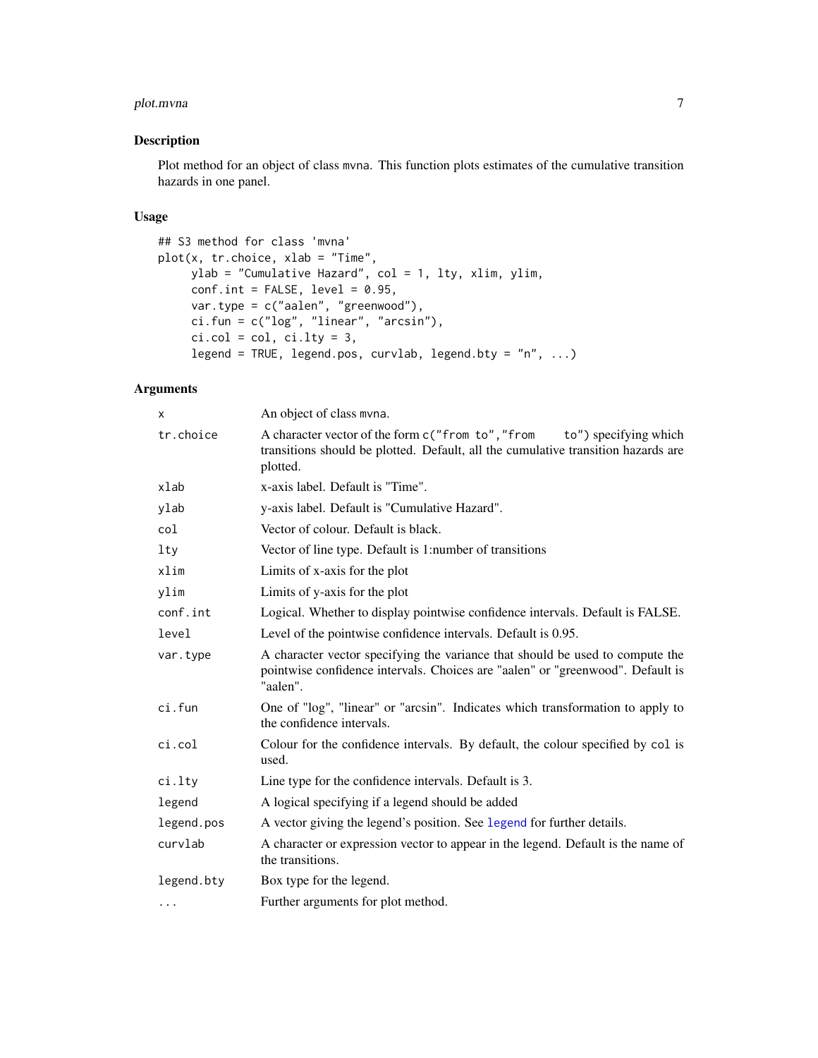## Description

Plot method for an object of class `mvna`. This function plots estimates of the cumulative transition hazards in one panel.

## Usage

```
## S3 method for class 'mvna'
plot(x, tr.choice, xlab = "Time",
     ylab = "Cumulative Hazard", col = 1, lty, xlim, ylim,
     conf.int = FALSE, level = 0.95,
     var.type = c("aalen", "greenwood"),
     ci.fun = c("log", "linear", "arcsin"),
     ci.col = col, ci.lty = 3,
     legend = TRUE, legend.pos, curvlab, legend.bty = "n", ...)
```

## Arguments

| | |
|---|---|
| `x` | An object of class `mvna`. |
| `tr.choice` | A character vector of the form `c("from to","from    to")` specifying which transitions should be plotted. Default, all the cumulative transition hazards are plotted. |
| `xlab` | x-axis label. Default is "Time". |
| `ylab` | y-axis label. Default is "Cumulative Hazard". |
| `col` | Vector of colour. Default is black. |
| `lty` | Vector of line type. Default is 1:number of transitions |
| `xlim` | Limits of x-axis for the plot |
| `ylim` | Limits of y-axis for the plot |
| `conf.int` | Logical. Whether to display pointwise confidence intervals. Default is FALSE. |
| `level` | Level of the pointwise confidence intervals. Default is 0.95. |
| `var.type` | A character vector specifying the variance that should be used to compute the pointwise confidence intervals. Choices are "aalen" or "greenwood". Default is "aalen". |
| `ci.fun` | One of "log", "linear" or "arcsin". Indicates which transformation to apply to the confidence intervals. |
| `ci.col` | Colour for the confidence intervals. By default, the colour specified by `col` is used. |
| `ci.lty` | Line type for the confidence intervals. Default is 3. |
| `legend` | A logical specifying if a legend should be added |
| `legend.pos` | A vector giving the legend's position. See `legend` for further details. |
| `curvlab` | A character or expression vector to appear in the legend. Default is the name of the transitions. |
| `legend.bty` | Box type for the legend. |
| `...` | Further arguments for plot method. |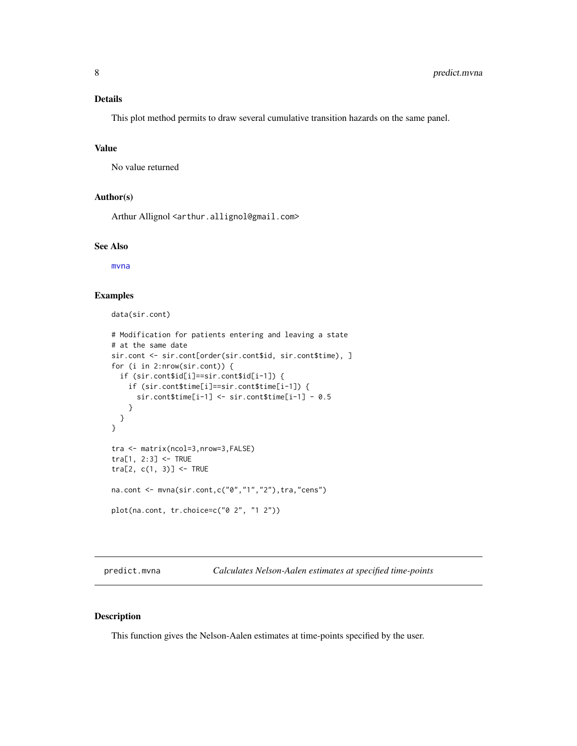### Details

This plot method permits to draw several cumulative transition hazards on the same panel.

### Value

No value returned

### Author(s)

Arthur Allignol <arthur.allignol@gmail.com>

### See Also

mvna

### Examples

```
data(sir.cont)

# Modification for patients entering and leaving a state
# at the same date
sir.cont <- sir.cont[order(sir.cont$id, sir.cont$time), ]
for (i in 2:nrow(sir.cont)) {
  if (sir.cont$id[i]==sir.cont$id[i-1]) {
    if (sir.cont$time[i]==sir.cont$time[i-1]) {
      sir.cont$time[i-1] <- sir.cont$time[i-1] - 0.5
    }
  }
}

tra <- matrix(ncol=3,nrow=3,FALSE)
tra[1, 2:3] <- TRUE
tra[2, c(1, 3)] <- TRUE

na.cont <- mvna(sir.cont,c("0","1","2"),tra,"cens")

plot(na.cont, tr.choice=c("0 2", "1 2"))
```

---

## predict.mvna — *Calculates Nelson-Aalen estimates at specified time-points*

### Description

This function gives the Nelson-Aalen estimates at time-points specified by the user.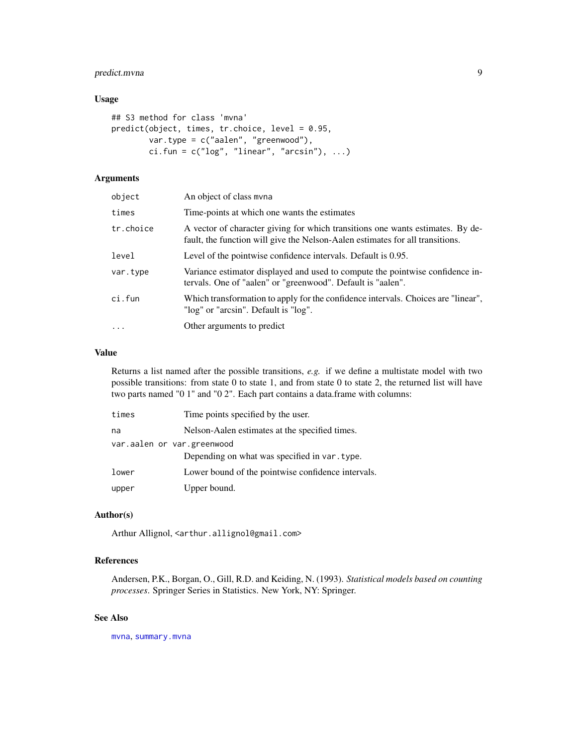## Usage

```
## S3 method for class 'mvna'
predict(object, times, tr.choice, level = 0.95,
        var.type = c("aalen", "greenwood"),
        ci.fun = c("log", "linear", "arcsin"), ...)
```

## Arguments

| | |
|---|---|
| `object` | An object of class `mvna` |
| `times` | Time-points at which one wants the estimates |
| `tr.choice` | A vector of character giving for which transitions one wants estimates. By default, the function will give the Nelson-Aalen estimates for all transitions. |
| `level` | Level of the pointwise confidence intervals. Default is 0.95. |
| `var.type` | Variance estimator displayed and used to compute the pointwise confidence intervals. One of "aalen" or "greenwood". Default is "aalen". |
| `ci.fun` | Which transformation to apply for the confidence intervals. Choices are "linear", "log" or "arcsin". Default is "log". |
| `...` | Other arguments to predict |

## Value

Returns a list named after the possible transitions, *e.g.* if we define a multistate model with two possible transitions: from state 0 to state 1, and from state 0 to state 2, the returned list will have two parts named "0 1" and "0 2". Each part contains a data.frame with columns:

| | |
|---|---|
| `times` | Time points specified by the user. |
| `na` | Nelson-Aalen estimates at the specified times. |
| `var.aalen or var.greenwood` | Depending on what was specified in `var.type`. |
| `lower` | Lower bound of the pointwise confidence intervals. |
| `upper` | Upper bound. |

## Author(s)

Arthur Allignol, <arthur.allignol@gmail.com>

## References

Andersen, P.K., Borgan, O., Gill, R.D. and Keiding, N. (1993). *Statistical models based on counting processes*. Springer Series in Statistics. New York, NY: Springer.

## See Also

`mvna`, `summary.mvna`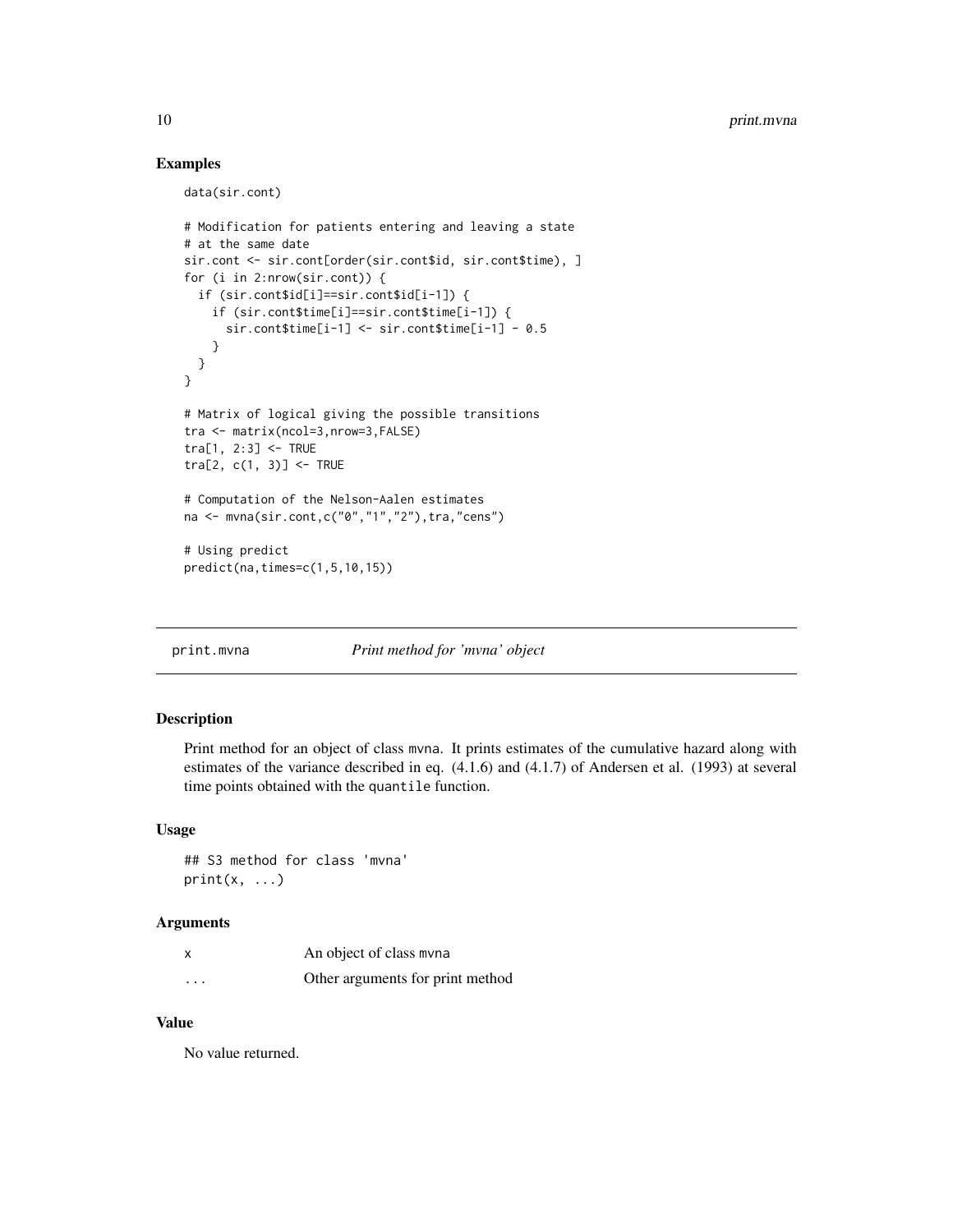## Examples

```
data(sir.cont)

# Modification for patients entering and leaving a state
# at the same date
sir.cont <- sir.cont[order(sir.cont$id, sir.cont$time), ]
for (i in 2:nrow(sir.cont)) {
  if (sir.cont$id[i]==sir.cont$id[i-1]) {
    if (sir.cont$time[i]==sir.cont$time[i-1]) {
      sir.cont$time[i-1] <- sir.cont$time[i-1] - 0.5
    }
  }
}

# Matrix of logical giving the possible transitions
tra <- matrix(ncol=3,nrow=3,FALSE)
tra[1, 2:3] <- TRUE
tra[2, c(1, 3)] <- TRUE

# Computation of the Nelson-Aalen estimates
na <- mvna(sir.cont,c("0","1","2"),tra,"cens")

# Using predict
predict(na,times=c(1,5,10,15))
```

---

# print.mvna — *Print method for 'mvna' object*

---

## Description

Print method for an object of class mvna. It prints estimates of the cumulative hazard along with estimates of the variance described in eq. (4.1.6) and (4.1.7) of Andersen et al. (1993) at several time points obtained with the quantile function.

## Usage

```
## S3 method for class 'mvna'
print(x, ...)
```

## Arguments

| | |
|---|---|
| x | An object of class mvna |
| ... | Other arguments for print method |

## Value

No value returned.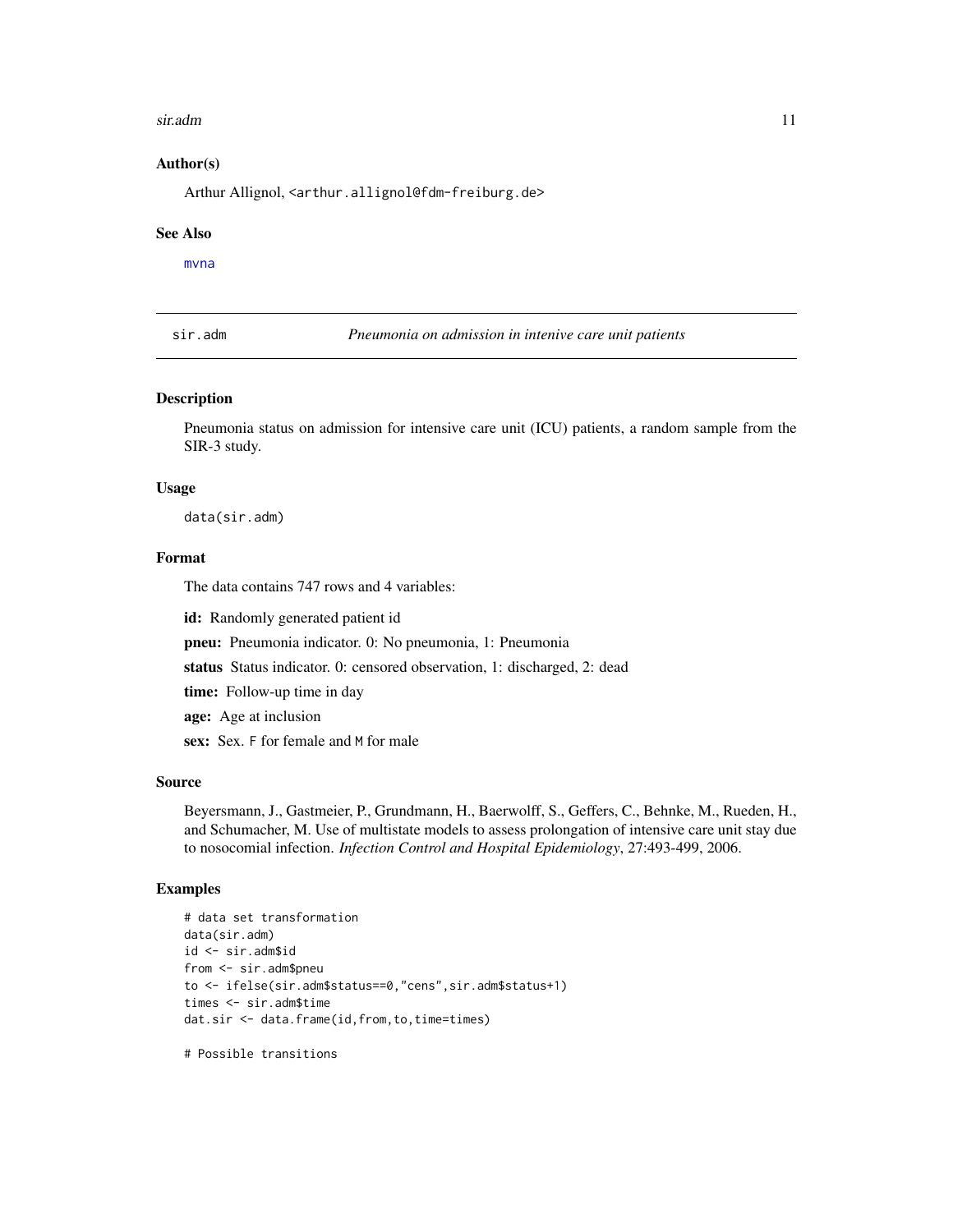### Author(s)

Arthur Allignol, <arthur.allignol@fdm-freiburg.de>

### See Also

mvna

---

## sir.adm — *Pneumonia on admission in intenive care unit patients*

### Description

Pneumonia status on admission for intensive care unit (ICU) patients, a random sample from the SIR-3 study.

### Usage

```
data(sir.adm)
```

### Format

The data contains 747 rows and 4 variables:

**id:** Randomly generated patient id

**pneu:** Pneumonia indicator. 0: No pneumonia, 1: Pneumonia

**status** Status indicator. 0: censored observation, 1: discharged, 2: dead

**time:** Follow-up time in day

**age:** Age at inclusion

**sex:** Sex. F for female and M for male

### Source

Beyersmann, J., Gastmeier, P., Grundmann, H., Baerwolff, S., Geffers, C., Behnke, M., Rueden, H., and Schumacher, M. Use of multistate models to assess prolongation of intensive care unit stay due to nosocomial infection. *Infection Control and Hospital Epidemiology*, 27:493-499, 2006.

### Examples

```
# data set transformation
data(sir.adm)
id <- sir.adm$id
from <- sir.adm$pneu
to <- ifelse(sir.adm$status==0,"cens",sir.adm$status+1)
times <- sir.adm$time
dat.sir <- data.frame(id,from,to,time=times)

# Possible transitions
```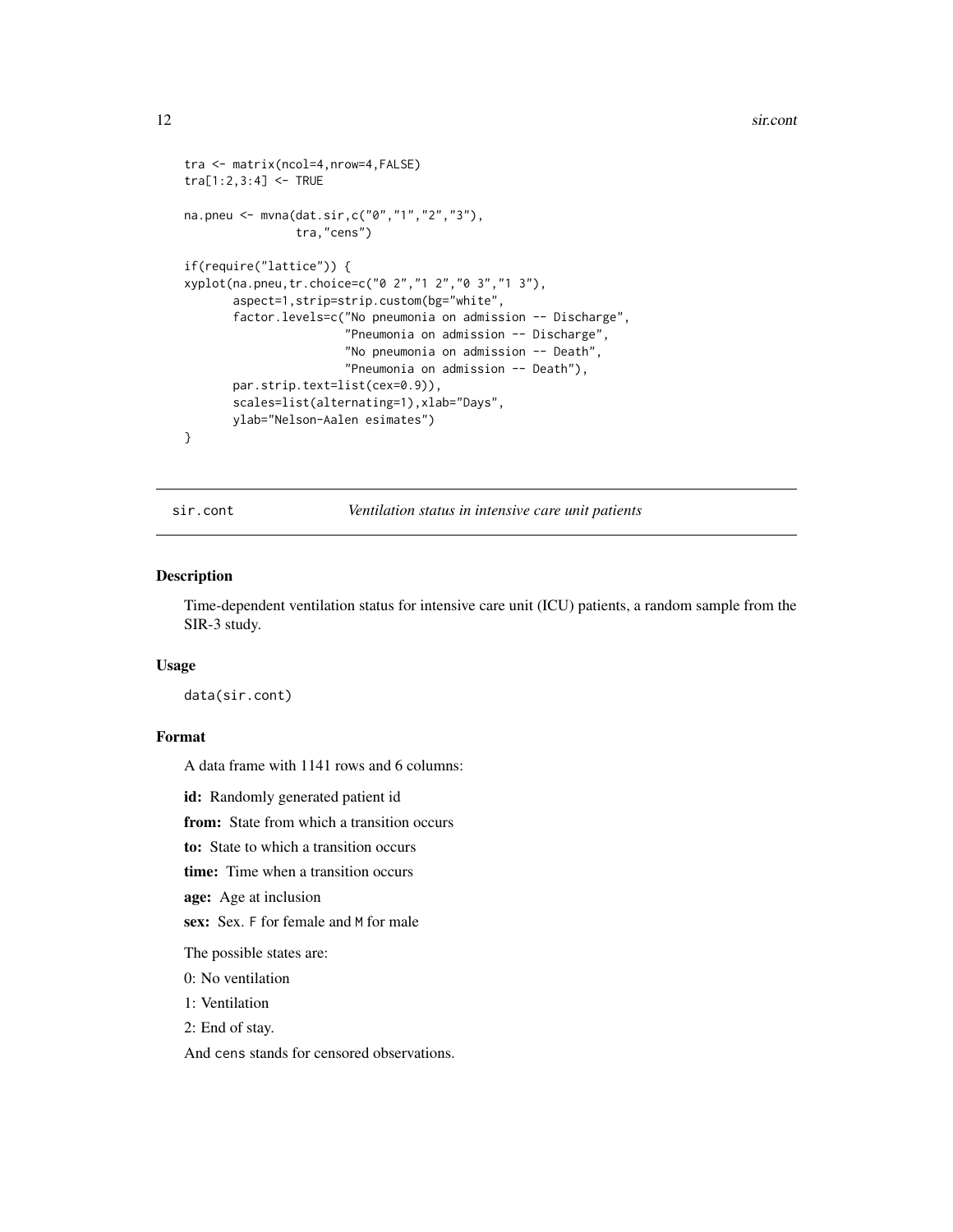```
tra <- matrix(ncol=4,nrow=4,FALSE)
tra[1:2,3:4] <- TRUE

na.pneu <- mvna(dat.sir,c("0","1","2","3"),
                tra,"cens")

if(require("lattice")) {
xyplot(na.pneu,tr.choice=c("0 2","1 2","0 3","1 3"),
       aspect=1,strip=strip.custom(bg="white",
       factor.levels=c("No pneumonia on admission -- Discharge",
                       "Pneumonia on admission -- Discharge",
                       "No pneumonia on admission -- Death",
                       "Pneumonia on admission -- Death"),
       par.strip.text=list(cex=0.9)),
       scales=list(alternating=1),xlab="Days",
       ylab="Nelson-Aalen esimates")
}
```

## sir.cont — *Ventilation status in intensive care unit patients*

### Description

Time-dependent ventilation status for intensive care unit (ICU) patients, a random sample from the SIR-3 study.

### Usage

```
data(sir.cont)
```

### Format

A data frame with 1141 rows and 6 columns:

**id:** Randomly generated patient id

**from:** State from which a transition occurs

**to:** State to which a transition occurs

**time:** Time when a transition occurs

**age:** Age at inclusion

**sex:** Sex. F for female and M for male

The possible states are:

0: No ventilation

1: Ventilation

2: End of stay.

And cens stands for censored observations.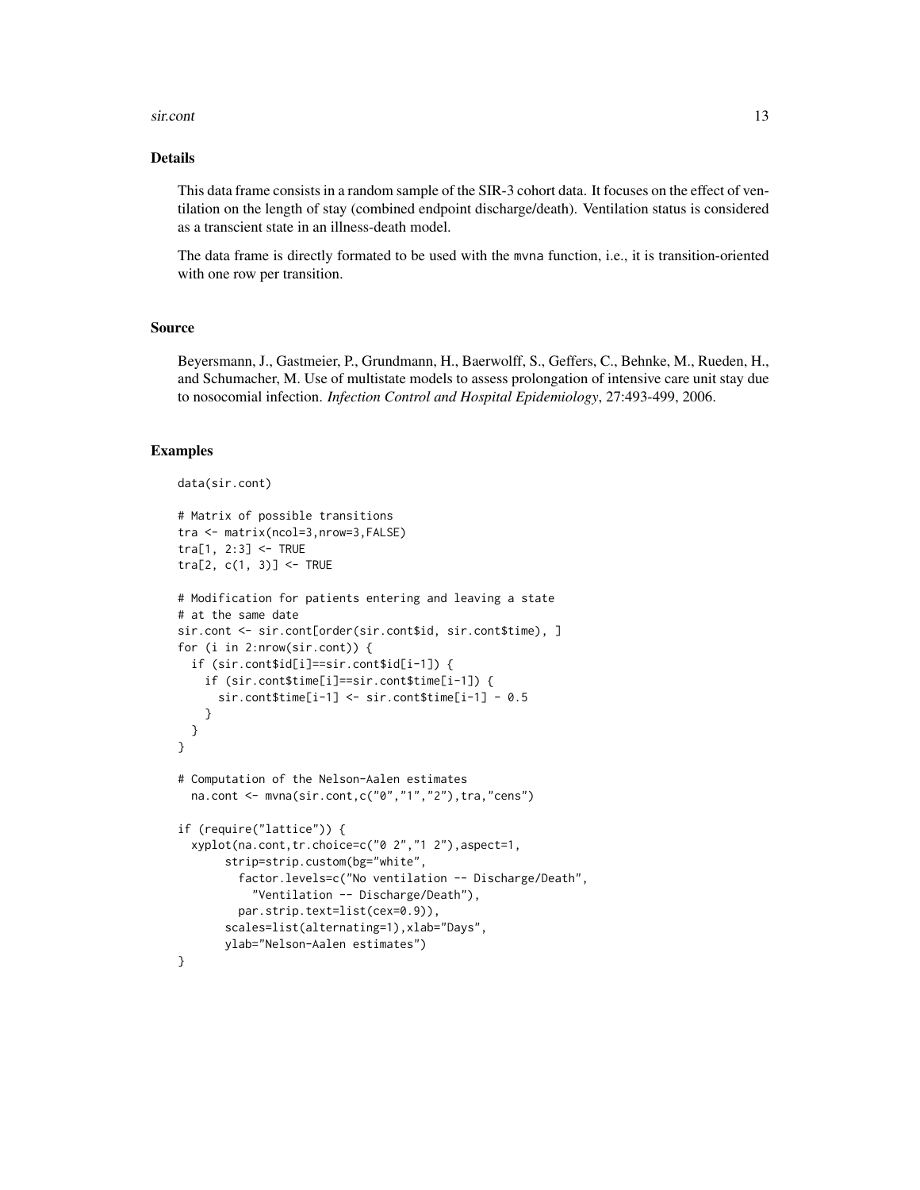## Details

This data frame consists in a random sample of the SIR-3 cohort data. It focuses on the effect of ventilation on the length of stay (combined endpoint discharge/death). Ventilation status is considered as a transcient state in an illness-death model.

The data frame is directly formated to be used with the `mvna` function, i.e., it is transition-oriented with one row per transition.

## Source

Beyersmann, J., Gastmeier, P., Grundmann, H., Baerwolff, S., Geffers, C., Behnke, M., Rueden, H., and Schumacher, M. Use of multistate models to assess prolongation of intensive care unit stay due to nosocomial infection. *Infection Control and Hospital Epidemiology*, 27:493-499, 2006.

## Examples

```
data(sir.cont)

# Matrix of possible transitions
tra <- matrix(ncol=3,nrow=3,FALSE)
tra[1, 2:3] <- TRUE
tra[2, c(1, 3)] <- TRUE

# Modification for patients entering and leaving a state
# at the same date
sir.cont <- sir.cont[order(sir.cont$id, sir.cont$time), ]
for (i in 2:nrow(sir.cont)) {
  if (sir.cont$id[i]==sir.cont$id[i-1]) {
    if (sir.cont$time[i]==sir.cont$time[i-1]) {
      sir.cont$time[i-1] <- sir.cont$time[i-1] - 0.5
    }
  }
}

# Computation of the Nelson-Aalen estimates
  na.cont <- mvna(sir.cont,c("0","1","2"),tra,"cens")

if (require("lattice")) {
  xyplot(na.cont,tr.choice=c("0 2","1 2"),aspect=1,
       strip=strip.custom(bg="white",
         factor.levels=c("No ventilation -- Discharge/Death",
           "Ventilation -- Discharge/Death"),
         par.strip.text=list(cex=0.9)),
       scales=list(alternating=1),xlab="Days",
       ylab="Nelson-Aalen estimates")
}
```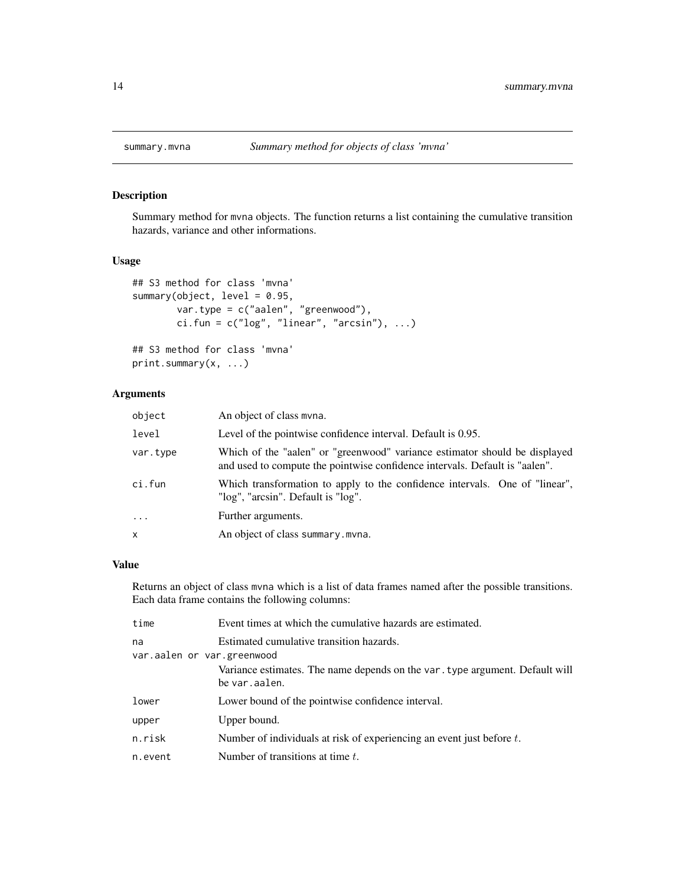## summary.mvna — *Summary method for objects of class 'mvna'*

### Description

Summary method for `mvna` objects. The function returns a list containing the cumulative transition hazards, variance and other informations.

### Usage

```
## S3 method for class 'mvna'
summary(object, level = 0.95,
        var.type = c("aalen", "greenwood"),
        ci.fun = c("log", "linear", "arcsin"), ...)

## S3 method for class 'mvna'
print.summary(x, ...)
```

### Arguments

| | |
|---|---|
| `object` | An object of class `mvna`. |
| `level` | Level of the pointwise confidence interval. Default is 0.95. |
| `var.type` | Which of the "aalen" or "greenwood" variance estimator should be displayed and used to compute the pointwise confidence intervals. Default is "aalen". |
| `ci.fun` | Which transformation to apply to the confidence intervals. One of "linear", "log", "arcsin". Default is "log". |
| `...` | Further arguments. |
| `x` | An object of class `summary.mvna`. |

### Value

Returns an object of class `mvna` which is a list of data frames named after the possible transitions. Each data frame contains the following columns:

| | |
|---|---|
| `time` | Event times at which the cumulative hazards are estimated. |
| `na` | Estimated cumulative transition hazards. |
| `var.aalen or var.greenwood` | Variance estimates. The name depends on the `var.type` argument. Default will be `var.aalen`. |
| `lower` | Lower bound of the pointwise confidence interval. |
| `upper` | Upper bound. |
| `n.risk` | Number of individuals at risk of experiencing an event just before $t$. |
| `n.event` | Number of transitions at time $t$. |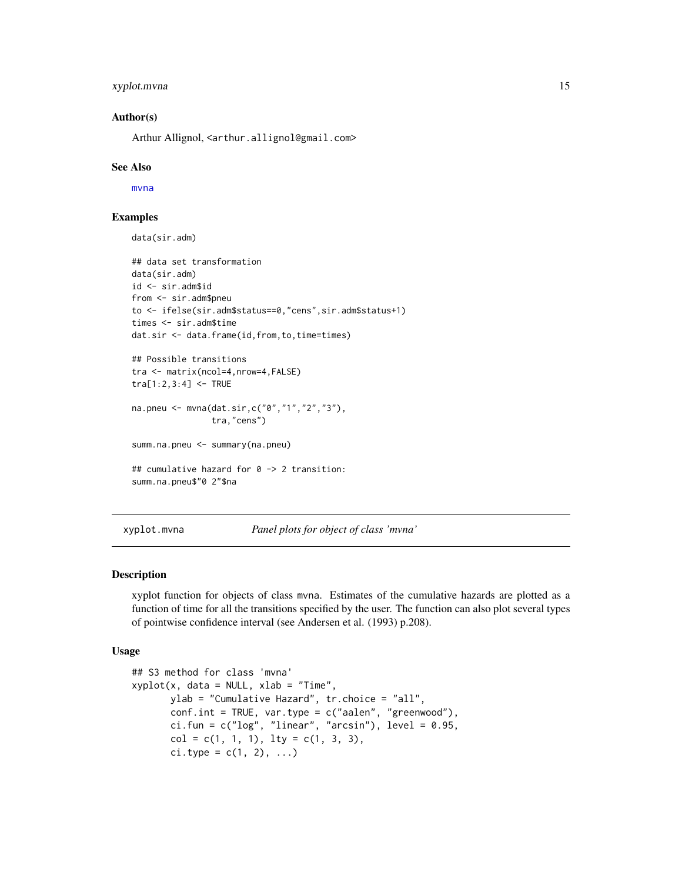### Author(s)

Arthur Allignol, <arthur.allignol@gmail.com>

### See Also

mvna

### Examples

```
data(sir.adm)

## data set transformation
data(sir.adm)
id <- sir.adm$id
from <- sir.adm$pneu
to <- ifelse(sir.adm$status==0,"cens",sir.adm$status+1)
times <- sir.adm$time
dat.sir <- data.frame(id,from,to,time=times)

## Possible transitions
tra <- matrix(ncol=4,nrow=4,FALSE)
tra[1:2,3:4] <- TRUE

na.pneu <- mvna(dat.sir,c("0","1","2","3"),
                tra,"cens")

summ.na.pneu <- summary(na.pneu)

## cumulative hazard for 0 -> 2 transition:
summ.na.pneu$"0 2"$na
```

---

## xyplot.mvna — *Panel plots for object of class 'mvna'*

### Description

xyplot function for objects of class mvna. Estimates of the cumulative hazards are plotted as a function of time for all the transitions specified by the user. The function can also plot several types of pointwise confidence interval (see Andersen et al. (1993) p.208).

### Usage

```
## S3 method for class 'mvna'
xyplot(x, data = NULL, xlab = "Time",
       ylab = "Cumulative Hazard", tr.choice = "all",
       conf.int = TRUE, var.type = c("aalen", "greenwood"),
       ci.fun = c("log", "linear", "arcsin"), level = 0.95,
       col = c(1, 1, 1), lty = c(1, 3, 3),
       ci.type = c(1, 2), ...)
```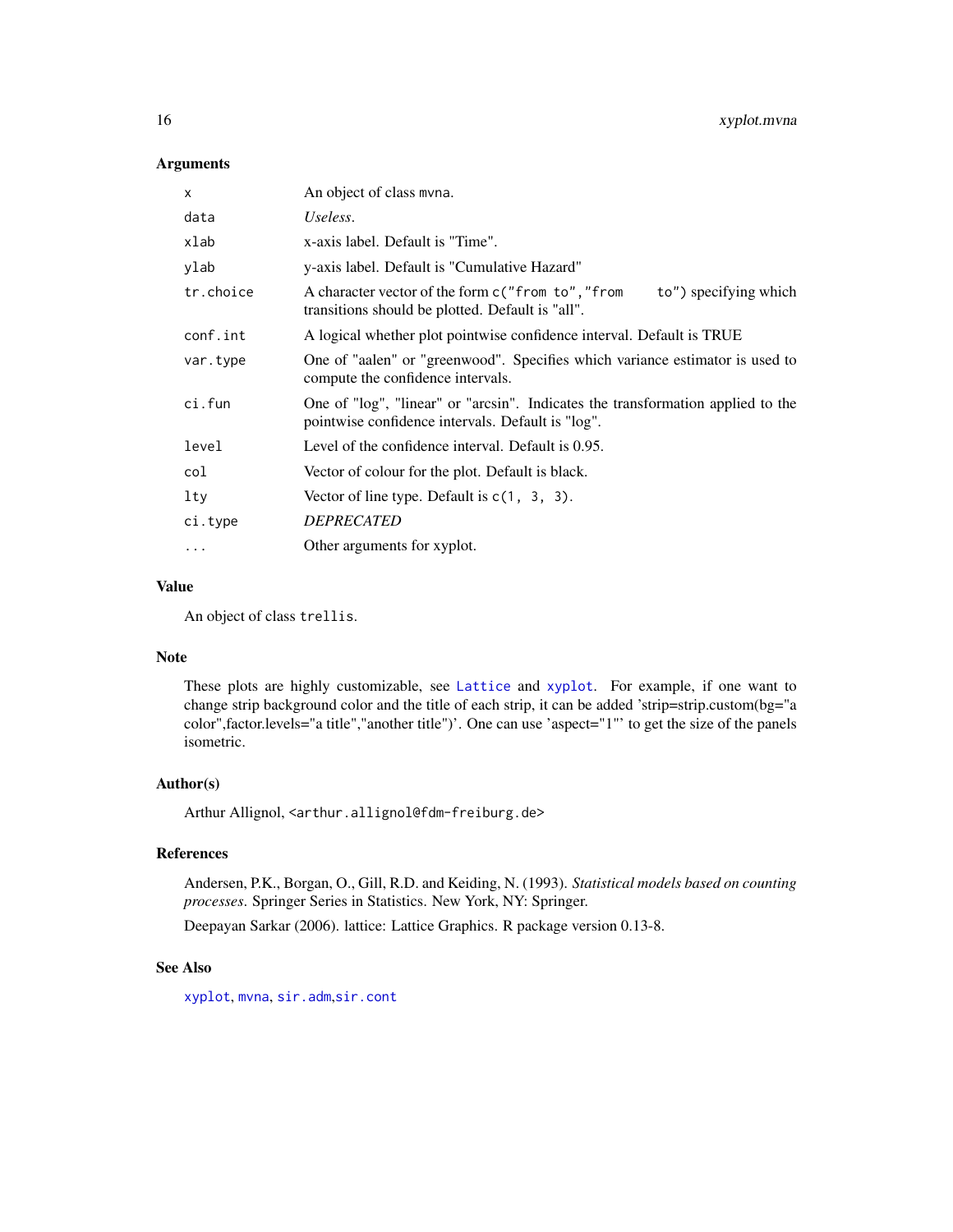### Arguments

| | |
|---|---|
| `x` | An object of class `mvna`. |
| `data` | *Useless.* |
| `xlab` | x-axis label. Default is "Time". |
| `ylab` | y-axis label. Default is "Cumulative Hazard" |
| `tr.choice` | A character vector of the form `c("from to","from to")` specifying which transitions should be plotted. Default is "all". |
| `conf.int` | A logical whether plot pointwise confidence interval. Default is TRUE |
| `var.type` | One of "aalen" or "greenwood". Specifies which variance estimator is used to compute the confidence intervals. |
| `ci.fun` | One of "log", "linear" or "arcsin". Indicates the transformation applied to the pointwise confidence intervals. Default is "log". |
| `level` | Level of the confidence interval. Default is 0.95. |
| `col` | Vector of colour for the plot. Default is black. |
| `lty` | Vector of line type. Default is `c(1, 3, 3)`. |
| `ci.type` | *DEPRECATED* |
| `...` | Other arguments for xyplot. |

### Value

An object of class `trellis`.

### Note

These plots are highly customizable, see `Lattice` and `xyplot`. For example, if one want to change strip background color and the title of each strip, it can be added 'strip=strip.custom(bg="a color",factor.levels="a title","another title")'. One can use 'aspect="1"' to get the size of the panels isometric.

### Author(s)

Arthur Allignol, <arthur.allignol@fdm-freiburg.de>

### References

Andersen, P.K., Borgan, O., Gill, R.D. and Keiding, N. (1993). *Statistical models based on counting processes*. Springer Series in Statistics. New York, NY: Springer.

Deepayan Sarkar (2006). lattice: Lattice Graphics. R package version 0.13-8.

### See Also

`xyplot`, `mvna`, `sir.adm`,`sir.cont`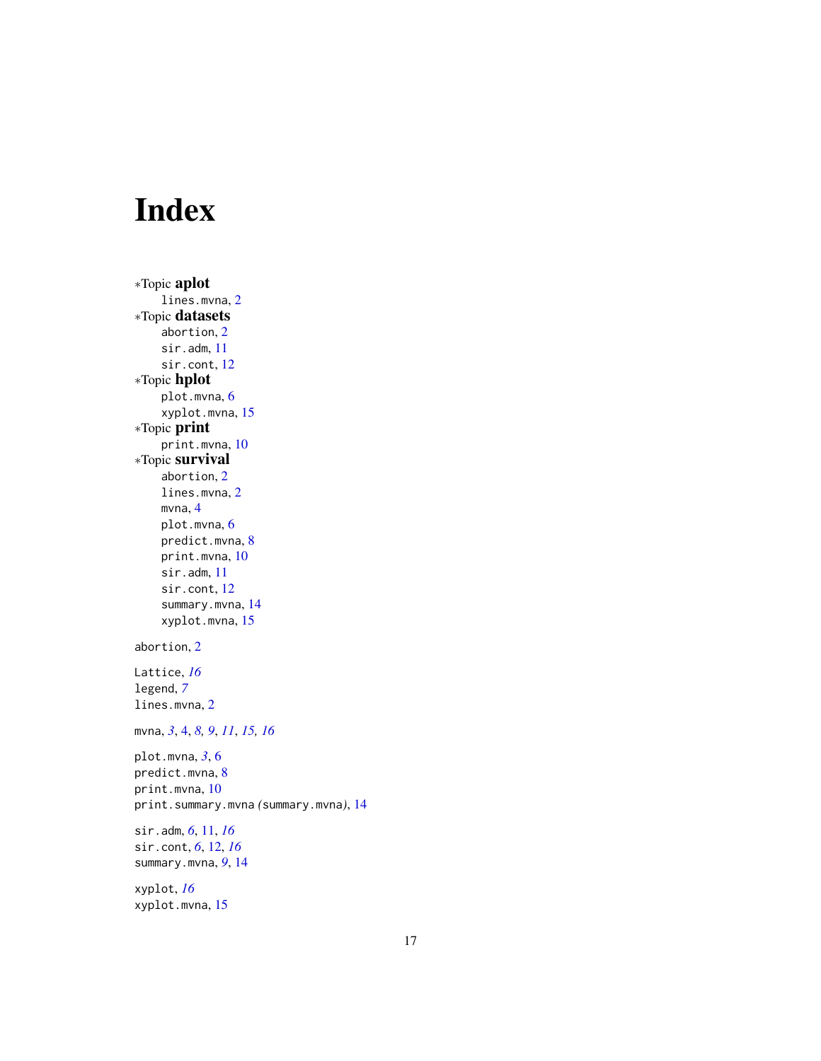# Index

*Topic **aplot**

lines.mvna, 2

*Topic **datasets**

abortion, 2
sir.adm, 11
sir.cont, 12

*Topic **hplot**

plot.mvna, 6
xyplot.mvna, 15

*Topic **print**

print.mvna, 10

*Topic **survival**

abortion, 2
lines.mvna, 2
mvna, 4
plot.mvna, 6
predict.mvna, 8
print.mvna, 10
sir.adm, 11
sir.cont, 12
summary.mvna, 14
xyplot.mvna, 15

abortion, 2

Lattice, *16*
legend, *7*
lines.mvna, 2

mvna, *3*, 4, *8, 9*, *11*, *15, 16*

plot.mvna, *3*, 6
predict.mvna, 8
print.mvna, 10
print.summary.mvna *(*summary.mvna*)*, 14

sir.adm, *6*, 11, *16*
sir.cont, *6*, 12, *16*
summary.mvna, *9*, 14

xyplot, *16*
xyplot.mvna, 15